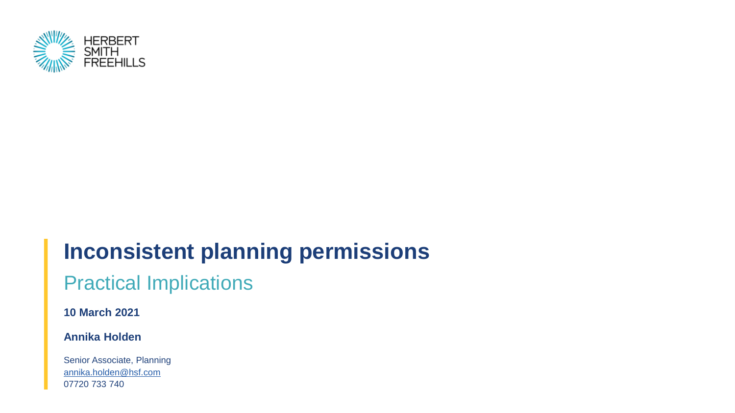HERBERT SMITH FREEHILLS

# Inconsistent planning permissions

## Practical Implications

**10 March 2021**

**Annika Holden**

Senior Associate, Planning
annika.holden@hsf.com
07720 733 740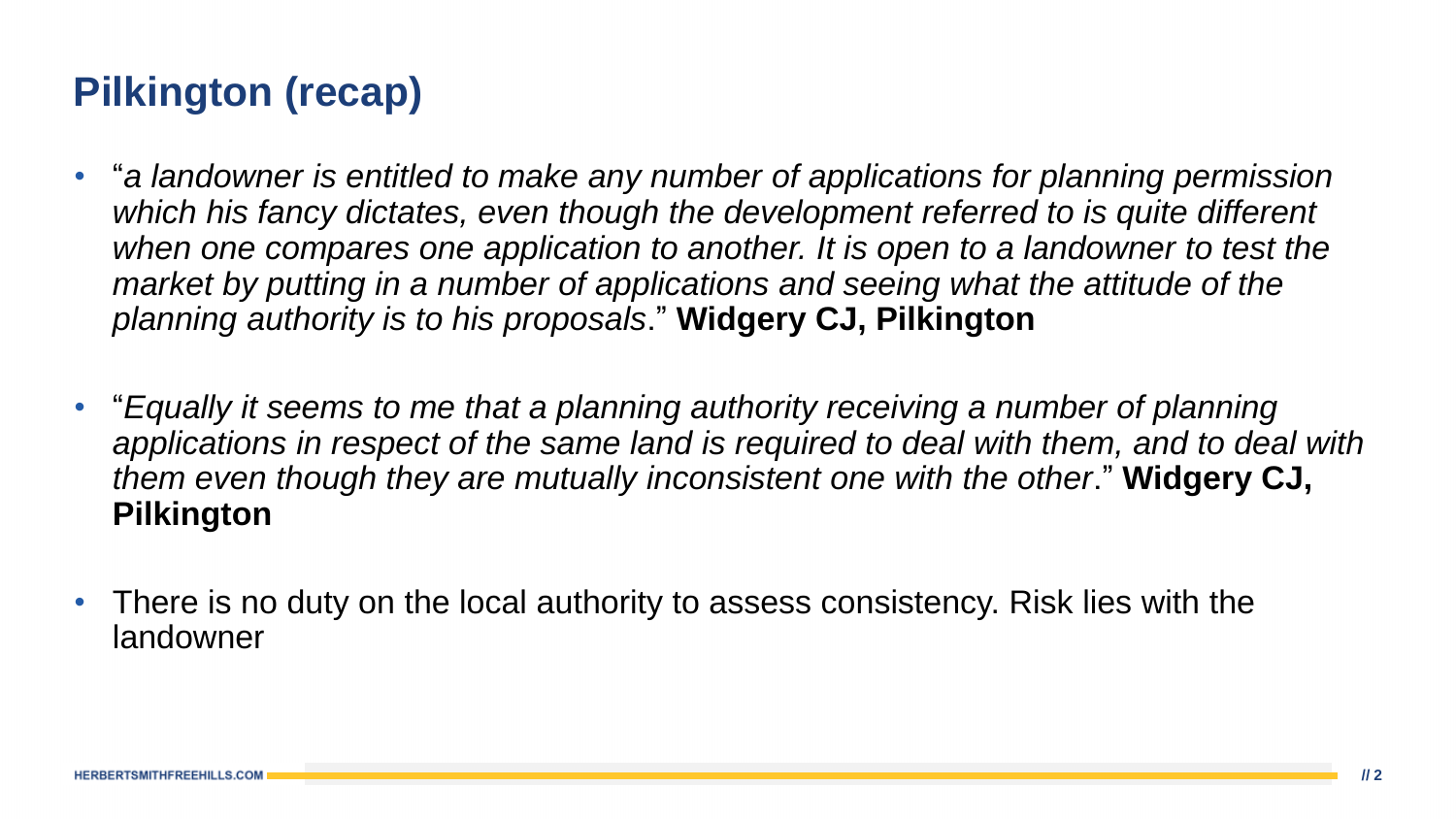# Pilkington (recap)

- "*a landowner is entitled to make any number of applications for planning permission which his fancy dictates, even though the development referred to is quite different when one compares one application to another. It is open to a landowner to test the market by putting in a number of applications and seeing what the attitude of the planning authority is to his proposals*." **Widgery CJ, Pilkington**

- "*Equally it seems to me that a planning authority receiving a number of planning applications in respect of the same land is required to deal with them, and to deal with them even though they are mutually inconsistent one with the other*." **Widgery CJ, Pilkington**

- There is no duty on the local authority to assess consistency. Risk lies with the landowner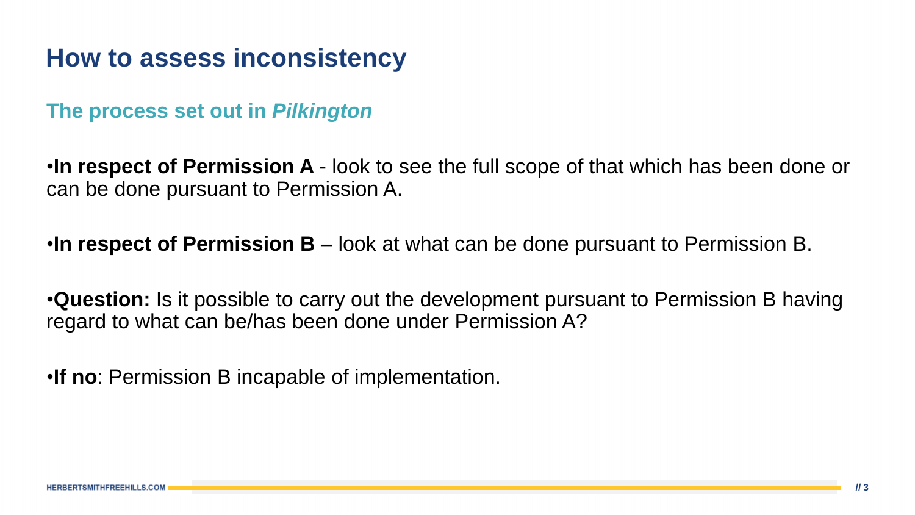# How to assess inconsistency

## The process set out in *Pilkington*

- **In respect of Permission A** - look to see the full scope of that which has been done or can be done pursuant to Permission A.

- **In respect of Permission B** – look at what can be done pursuant to Permission B.

- **Question:** Is it possible to carry out the development pursuant to Permission B having regard to what can be/has been done under Permission A?

- **If no**: Permission B incapable of implementation.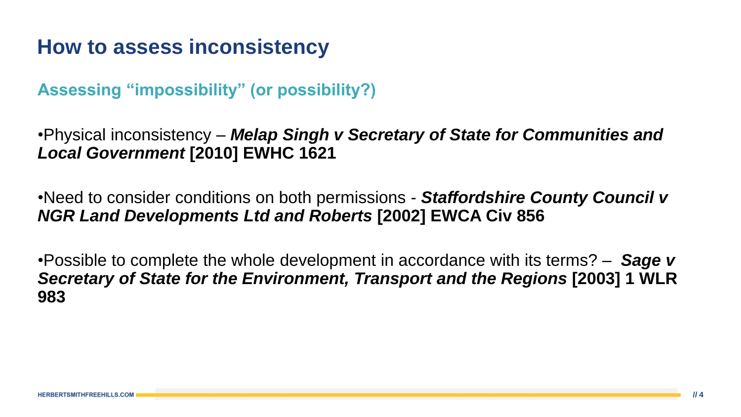# How to assess inconsistency

## Assessing "impossibility" (or possibility?)

- Physical inconsistency – ***Melap Singh v Secretary of State for Communities and Local Government*** **[2010] EWHC 1621**

- Need to consider conditions on both permissions - ***Staffordshire County Council v NGR Land Developments Ltd and Roberts*** **[2002] EWCA Civ 856**

- Possible to complete the whole development in accordance with its terms? – ***Sage v Secretary of State for the Environment, Transport and the Regions*** **[2003] 1 WLR 983**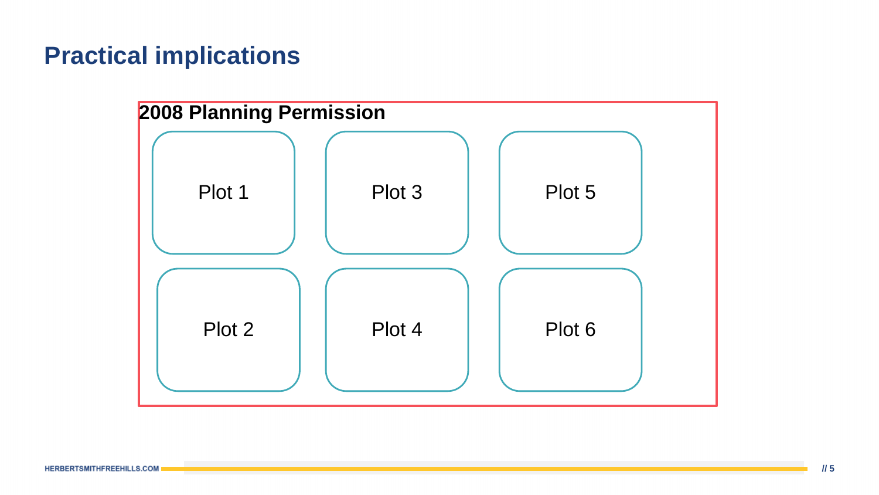# Practical implications

**2008 Planning Permission**

Plot 1

Plot 3

Plot 5

Plot 2

Plot 4

Plot 6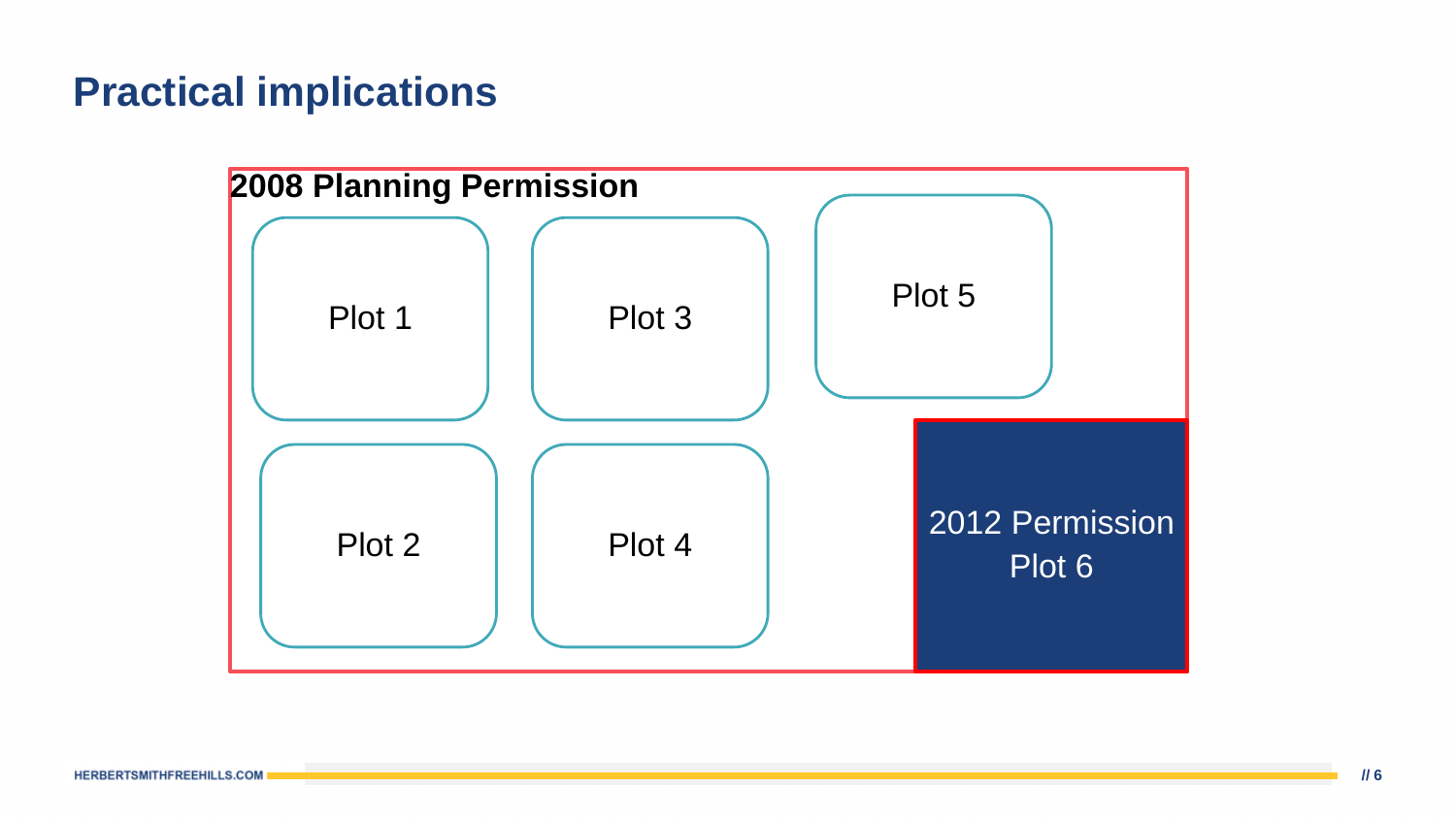# Practical implications

**2008 Planning Permission**

Plot 1

Plot 3

Plot 5

Plot 2

Plot 4

2012 Permission
Plot 6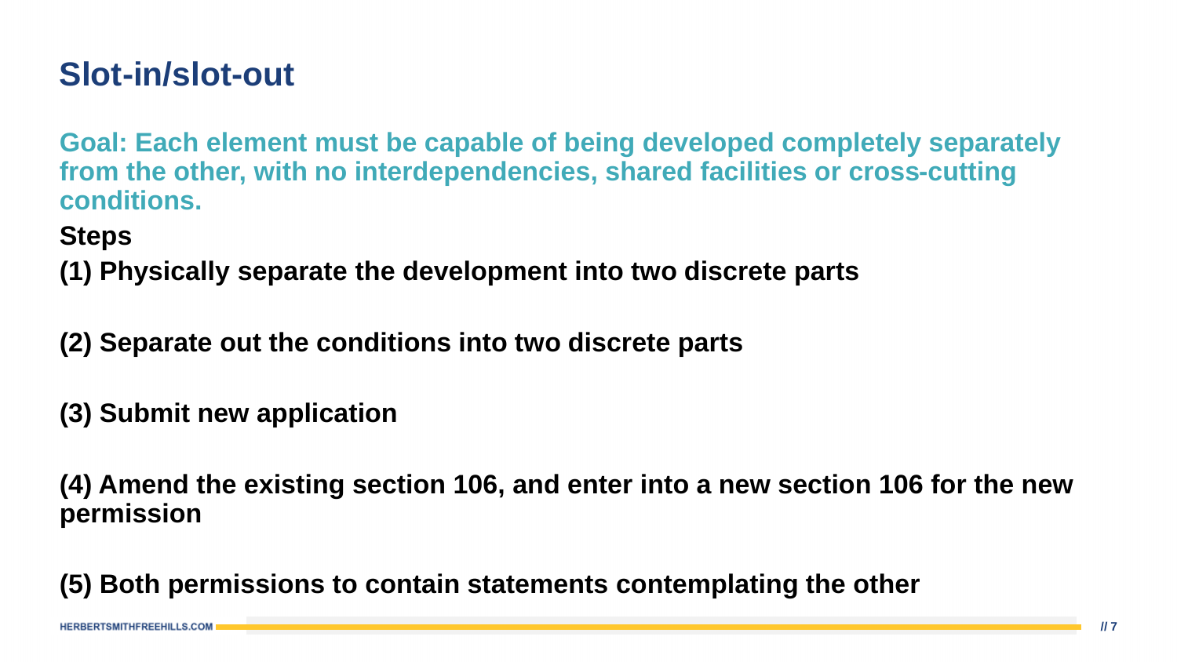# Slot-in/slot-out

**Goal: Each element must be capable of being developed completely separately from the other, with no interdependencies, shared facilities or cross-cutting conditions.**

**Steps**

**(1) Physically separate the development into two discrete parts**

**(2) Separate out the conditions into two discrete parts**

**(3) Submit new application**

**(4) Amend the existing section 106, and enter into a new section 106 for the new permission**

**(5) Both permissions to contain statements contemplating the other**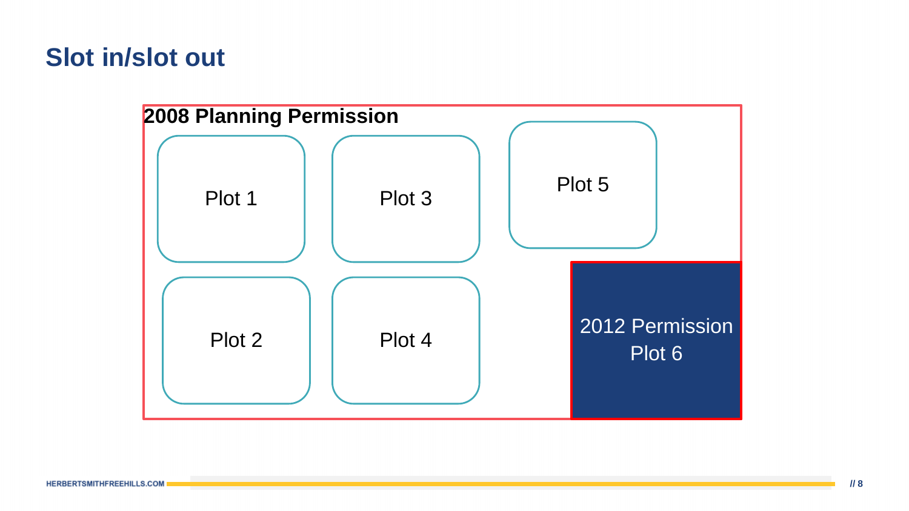# Slot in/slot out

**2008 Planning Permission**

Plot 1

Plot 3

Plot 5

Plot 2

Plot 4

2012 Permission
Plot 6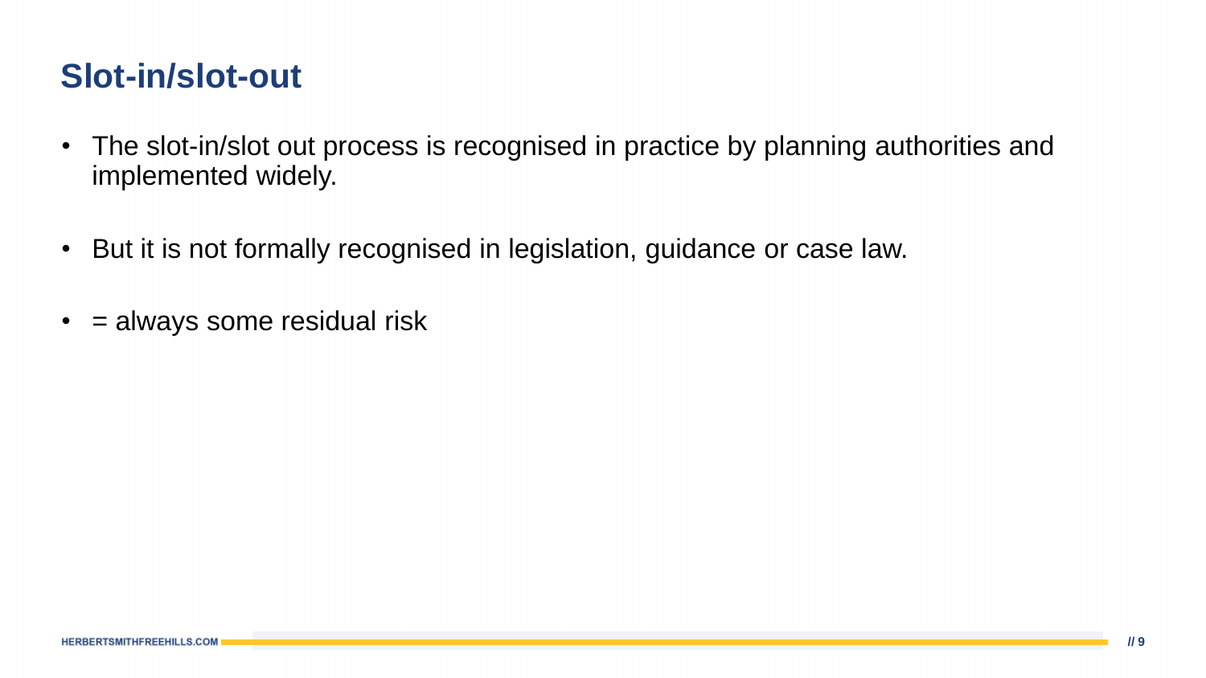## Slot-in/slot-out

- The slot-in/slot out process is recognised in practice by planning authorities and implemented widely.
- But it is not formally recognised in legislation, guidance or case law.
- = always some residual risk